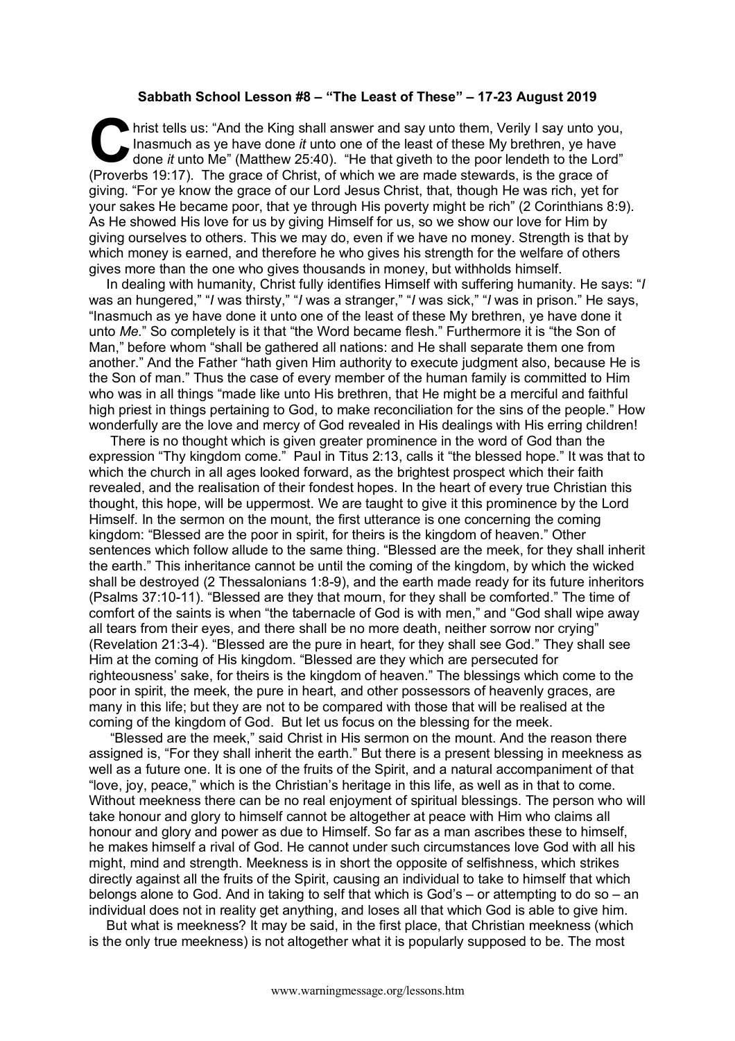**Sabbath School Lesson #8 – "The Least of These" – 17-23 August 2019**

Christ tells us: "And the King shall answer and say unto them, Verily I say unto you, Inasmuch as ye have done *it* unto one of the least of these My brethren, ye have done *it* unto Me" (Matthew 25:40). "He that giveth to the poor lendeth to the Lord" (Proverbs 19:17). The grace of Christ, of which we are made stewards, is the grace of giving. "For ye know the grace of our Lord Jesus Christ, that, though He was rich, yet for your sakes He became poor, that ye through His poverty might be rich" (2 Corinthians 8:9). As He showed His love for us by giving Himself for us, so we show our love for Him by giving ourselves to others. This we may do, even if we have no money. Strength is that by which money is earned, and therefore he who gives his strength for the welfare of others gives more than the one who gives thousands in money, but withholds himself.

In dealing with humanity, Christ fully identifies Himself with suffering humanity. He says: "*I* was an hungered," "*I* was thirsty," "*I* was a stranger," "*I* was sick," "*I* was in prison." He says, "Inasmuch as ye have done it unto one of the least of these My brethren, ye have done it unto *Me*." So completely is it that "the Word became flesh." Furthermore it is "the Son of Man," before whom "shall be gathered all nations: and He shall separate them one from another." And the Father "hath given Him authority to execute judgment also, because He is the Son of man." Thus the case of every member of the human family is committed to Him who was in all things "made like unto His brethren, that He might be a merciful and faithful high priest in things pertaining to God, to make reconciliation for the sins of the people." How wonderfully are the love and mercy of God revealed in His dealings with His erring children!

There is no thought which is given greater prominence in the word of God than the expression "Thy kingdom come." Paul in Titus 2:13, calls it "the blessed hope." It was that to which the church in all ages looked forward, as the brightest prospect which their faith revealed, and the realisation of their fondest hopes. In the heart of every true Christian this thought, this hope, will be uppermost. We are taught to give it this prominence by the Lord Himself. In the sermon on the mount, the first utterance is one concerning the coming kingdom: "Blessed are the poor in spirit, for theirs is the kingdom of heaven." Other sentences which follow allude to the same thing. "Blessed are the meek, for they shall inherit the earth." This inheritance cannot be until the coming of the kingdom, by which the wicked shall be destroyed (2 Thessalonians 1:8-9), and the earth made ready for its future inheritors (Psalms 37:10-11). "Blessed are they that mourn, for they shall be comforted." The time of comfort of the saints is when "the tabernacle of God is with men," and "God shall wipe away all tears from their eyes, and there shall be no more death, neither sorrow nor crying" (Revelation 21:3-4). "Blessed are the pure in heart, for they shall see God." They shall see Him at the coming of His kingdom. "Blessed are they which are persecuted for righteousness' sake, for theirs is the kingdom of heaven." The blessings which come to the poor in spirit, the meek, the pure in heart, and other possessors of heavenly graces, are many in this life; but they are not to be compared with those that will be realised at the coming of the kingdom of God. But let us focus on the blessing for the meek.

"Blessed are the meek," said Christ in His sermon on the mount. And the reason there assigned is, "For they shall inherit the earth." But there is a present blessing in meekness as well as a future one. It is one of the fruits of the Spirit, and a natural accompaniment of that "love, joy, peace," which is the Christian's heritage in this life, as well as in that to come. Without meekness there can be no real enjoyment of spiritual blessings. The person who will take honour and glory to himself cannot be altogether at peace with Him who claims all honour and glory and power as due to Himself. So far as a man ascribes these to himself, he makes himself a rival of God. He cannot under such circumstances love God with all his might, mind and strength. Meekness is in short the opposite of selfishness, which strikes directly against all the fruits of the Spirit, causing an individual to take to himself that which belongs alone to God. And in taking to self that which is God's – or attempting to do so – an individual does not in reality get anything, and loses all that which God is able to give him.

But what is meekness? It may be said, in the first place, that Christian meekness (which is the only true meekness) is not altogether what it is popularly supposed to be. The most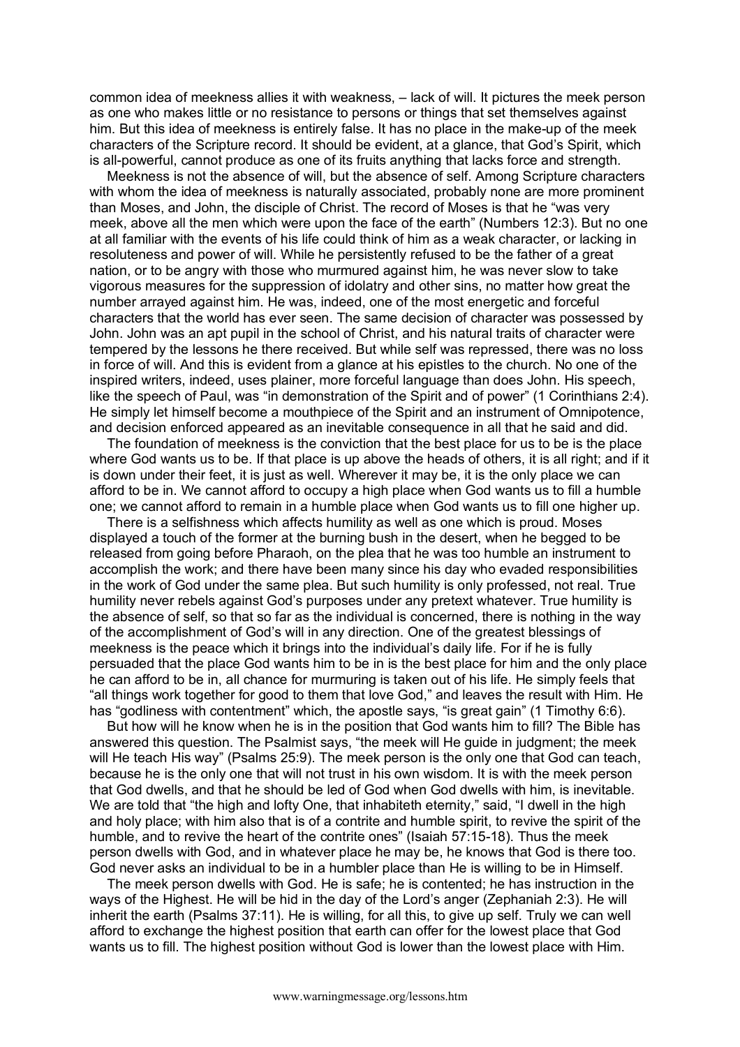common idea of meekness allies it with weakness, – lack of will. It pictures the meek person as one who makes little or no resistance to persons or things that set themselves against him. But this idea of meekness is entirely false. It has no place in the make-up of the meek characters of the Scripture record. It should be evident, at a glance, that God's Spirit, which is all-powerful, cannot produce as one of its fruits anything that lacks force and strength.

Meekness is not the absence of will, but the absence of self. Among Scripture characters with whom the idea of meekness is naturally associated, probably none are more prominent than Moses, and John, the disciple of Christ. The record of Moses is that he "was very meek, above all the men which were upon the face of the earth" (Numbers 12:3). But no one at all familiar with the events of his life could think of him as a weak character, or lacking in resoluteness and power of will. While he persistently refused to be the father of a great nation, or to be angry with those who murmured against him, he was never slow to take vigorous measures for the suppression of idolatry and other sins, no matter how great the number arrayed against him. He was, indeed, one of the most energetic and forceful characters that the world has ever seen. The same decision of character was possessed by John. John was an apt pupil in the school of Christ, and his natural traits of character were tempered by the lessons he there received. But while self was repressed, there was no loss in force of will. And this is evident from a glance at his epistles to the church. No one of the inspired writers, indeed, uses plainer, more forceful language than does John. His speech, like the speech of Paul, was "in demonstration of the Spirit and of power" (1 Corinthians 2:4). He simply let himself become a mouthpiece of the Spirit and an instrument of Omnipotence, and decision enforced appeared as an inevitable consequence in all that he said and did.

The foundation of meekness is the conviction that the best place for us to be is the place where God wants us to be. If that place is up above the heads of others, it is all right; and if it is down under their feet, it is just as well. Wherever it may be, it is the only place we can afford to be in. We cannot afford to occupy a high place when God wants us to fill a humble one; we cannot afford to remain in a humble place when God wants us to fill one higher up.

There is a selfishness which affects humility as well as one which is proud. Moses displayed a touch of the former at the burning bush in the desert, when he begged to be released from going before Pharaoh, on the plea that he was too humble an instrument to accomplish the work; and there have been many since his day who evaded responsibilities in the work of God under the same plea. But such humility is only professed, not real. True humility never rebels against God's purposes under any pretext whatever. True humility is the absence of self, so that so far as the individual is concerned, there is nothing in the way of the accomplishment of God's will in any direction. One of the greatest blessings of meekness is the peace which it brings into the individual's daily life. For if he is fully persuaded that the place God wants him to be in is the best place for him and the only place he can afford to be in, all chance for murmuring is taken out of his life. He simply feels that "all things work together for good to them that love God," and leaves the result with Him. He has "godliness with contentment" which, the apostle says, "is great gain" (1 Timothy 6:6).

But how will he know when he is in the position that God wants him to fill? The Bible has answered this question. The Psalmist says, "the meek will He guide in judgment; the meek will He teach His way" (Psalms 25:9). The meek person is the only one that God can teach, because he is the only one that will not trust in his own wisdom. It is with the meek person that God dwells, and that he should be led of God when God dwells with him, is inevitable. We are told that "the high and lofty One, that inhabiteth eternity," said, "I dwell in the high and holy place; with him also that is of a contrite and humble spirit, to revive the spirit of the humble, and to revive the heart of the contrite ones" (Isaiah 57:15-18). Thus the meek person dwells with God, and in whatever place he may be, he knows that God is there too. God never asks an individual to be in a humbler place than He is willing to be in Himself.

The meek person dwells with God. He is safe; he is contented; he has instruction in the ways of the Highest. He will be hid in the day of the Lord's anger (Zephaniah 2:3). He will inherit the earth (Psalms 37:11). He is willing, for all this, to give up self. Truly we can well afford to exchange the highest position that earth can offer for the lowest place that God wants us to fill. The highest position without God is lower than the lowest place with Him.

www.warningmessage.org/lessons.htm